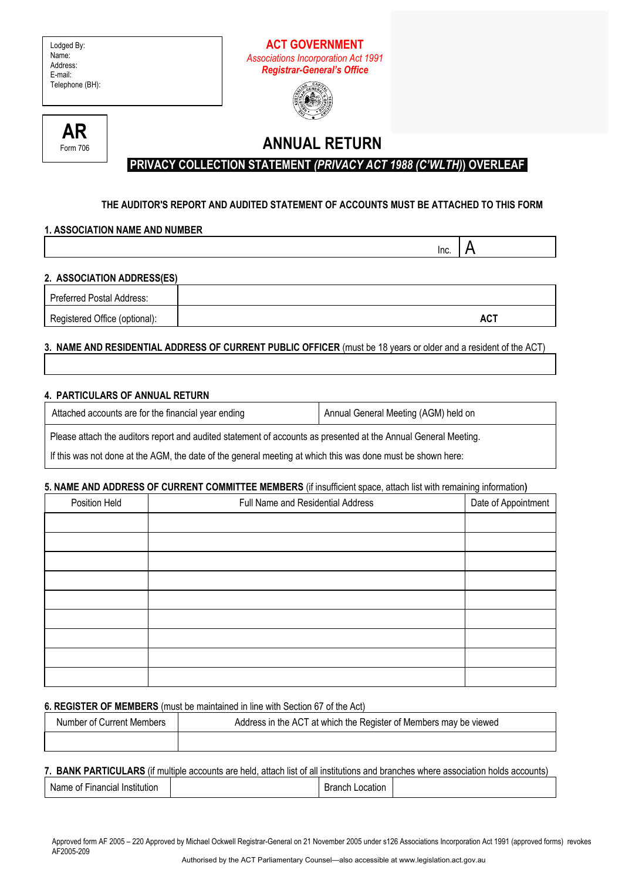Lodged By:
Name:
Address:
E-mail:
Telephone (BH):

**ACT GOVERNMENT**

*Associations Incorporation Act 1991*

***Registrar-General's Office***

**AR**
Form 706

# ANNUAL RETURN

**PRIVACY COLLECTION STATEMENT *(PRIVACY ACT 1988 (C'WLTH)*) OVERLEAF**

**THE AUDITOR'S REPORT AND AUDITED STATEMENT OF ACCOUNTS MUST BE ATTACHED TO THIS FORM**

**1. ASSOCIATION NAME AND NUMBER**

| | Inc. | A |
|---|---|---|

**2. ASSOCIATION ADDRESS(ES)**

| | |
|---|---|
| Preferred Postal Address: | |
| Registered Office (optional): | **ACT** |

**3. NAME AND RESIDENTIAL ADDRESS OF CURRENT PUBLIC OFFICER** (must be 18 years or older and a resident of the ACT)

| |
|---|
| |

**4. PARTICULARS OF ANNUAL RETURN**

| Attached accounts are for the financial year ending | Annual General Meeting (AGM) held on |
|---|---|
| Please attach the auditors report and audited statement of accounts as presented at the Annual General Meeting. If this was not done at the AGM, the date of the general meeting at which this was done must be shown here: | |

**5. NAME AND ADDRESS OF CURRENT COMMITTEE MEMBERS** (if insufficient space, attach list with remaining information**)**

| Position Held | Full Name and Residential Address | Date of Appointment |
|---|---|---|
| | | |
| | | |
| | | |
| | | |
| | | |
| | | |
| | | |
| | | |
| | | |

**6. REGISTER OF MEMBERS** (must be maintained in line with Section 67 of the Act)

| Number of Current Members | Address in the ACT at which the Register of Members may be viewed |
|---|---|
| | |

**7. BANK PARTICULARS** (if multiple accounts are held, attach list of all institutions and branches where association holds accounts)

| Name of Financial Institution | | Branch Location | |
|---|---|---|---|

Approved form AF 2005 – 220 Approved by Michael Ockwell Registrar-General on 21 November 2005 under s126 Associations Incorporation Act 1991 (approved forms) revokes AF2005-209

Authorised by the ACT Parliamentary Counsel—also accessible at www.legislation.act.gov.au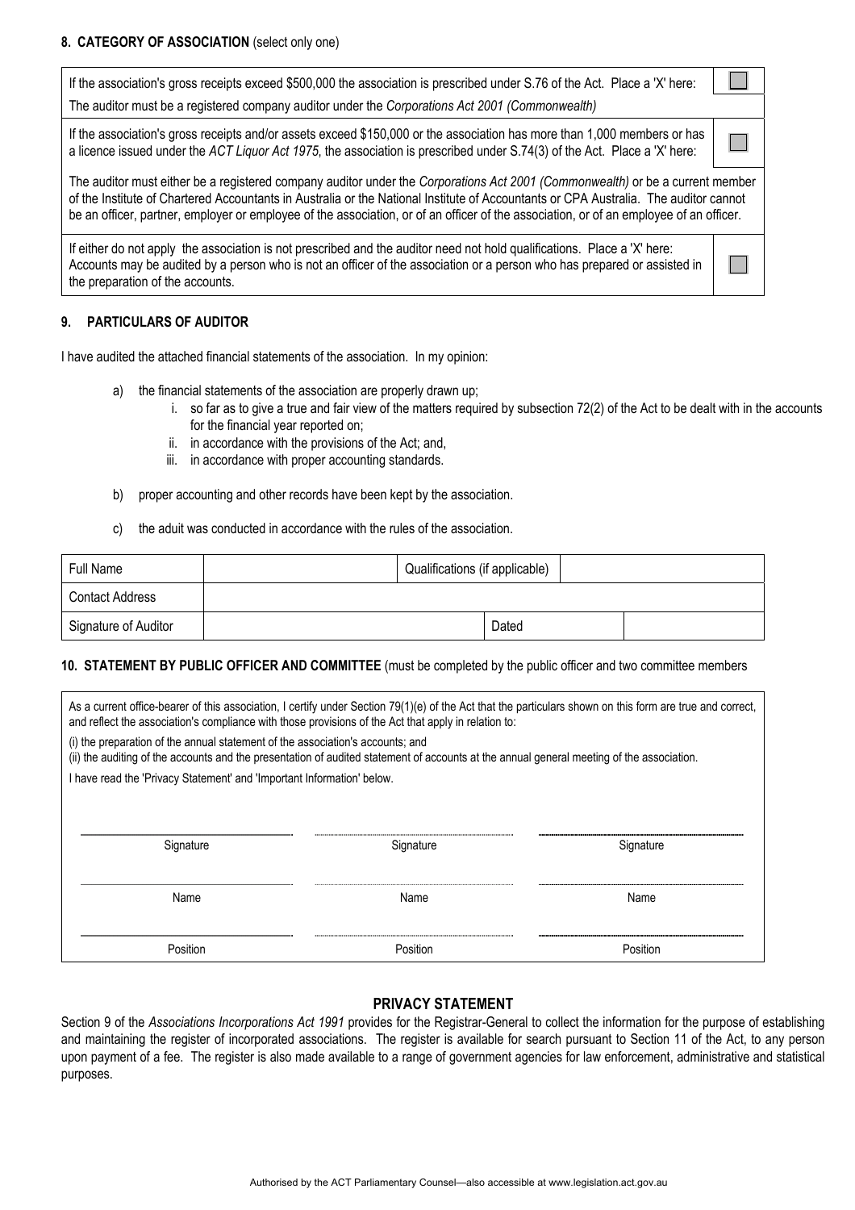**8. CATEGORY OF ASSOCIATION** (select only one)

| | |
|---|---|
| If the association's gross receipts exceed $500,000 the association is prescribed under S.76 of the Act. Place a 'X' here: | ☐ |
| The auditor must be a registered company auditor under the *Corporations Act 2001 (Commonwealth)* | |
| If the association's gross receipts and/or assets exceed $150,000 or the association has more than 1,000 members or has a licence issued under the *ACT Liquor Act 1975*, the association is prescribed under S.74(3) of the Act. Place a 'X' here: | ☐ |
| The auditor must either be a registered company auditor under the *Corporations Act 2001 (Commonwealth)* or be a current member of the Institute of Chartered Accountants in Australia or the National Institute of Accountants or CPA Australia. The auditor cannot be an officer, partner, employer or employee of the association, or of an officer of the association, or of an employee of an officer. | |
| If either do not apply the association is not prescribed and the auditor need not hold qualifications. Place a 'X' here: Accounts may be audited by a person who is not an officer of the association or a person who has prepared or assisted in the preparation of the accounts. | ☐ |

## 9. PARTICULARS OF AUDITOR

I have audited the attached financial statements of the association. In my opinion:

a) the financial statements of the association are properly drawn up;
   i. so far as to give a true and fair view of the matters required by subsection 72(2) of the Act to be dealt with in the accounts for the financial year reported on;
   ii. in accordance with the provisions of the Act; and,
   iii. in accordance with proper accounting standards.

b) proper accounting and other records have been kept by the association.

c) the aduit was conducted in accordance with the rules of the association.

| Full Name | | Qualifications (if applicable) | |
|---|---|---|---|
| Contact Address | | | |
| Signature of Auditor | | Dated | |

**10. STATEMENT BY PUBLIC OFFICER AND COMMITTEE** (must be completed by the public officer and two committee members

As a current office-bearer of this association, I certify under Section 79(1)(e) of the Act that the particulars shown on this form are true and correct, and reflect the association's compliance with those provisions of the Act that apply in relation to:

(i) the preparation of the annual statement of the association's accounts; and
(ii) the auditing of the accounts and the presentation of audited statement of accounts at the annual general meeting of the association.

I have read the 'Privacy Statement' and 'Important Information' below.

| | | |
|---|---|---|
| Signature | Signature | Signature |
| Name | Name | Name |
| Position | Position | Position |

## PRIVACY STATEMENT

Section 9 of the *Associations Incorporations Act 1991* provides for the Registrar-General to collect the information for the purpose of establishing and maintaining the register of incorporated associations. The register is available for search pursuant to Section 11 of the Act, to any person upon payment of a fee. The register is also made available to a range of government agencies for law enforcement, administrative and statistical purposes.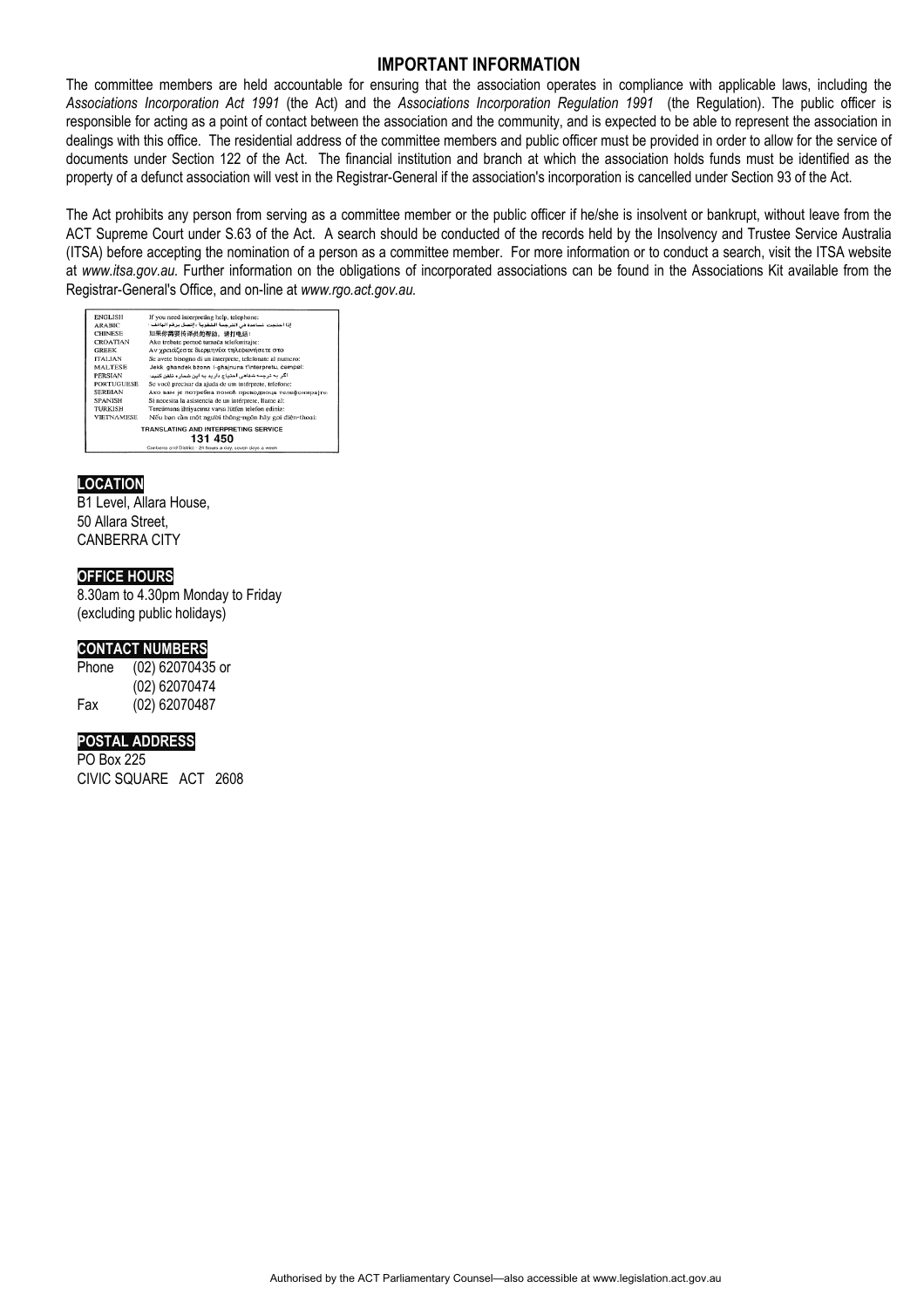## IMPORTANT INFORMATION

The committee members are held accountable for ensuring that the association operates in compliance with applicable laws, including the *Associations Incorporation Act 1991* (the Act) and the *Associations Incorporation Regulation 1991* (the Regulation). The public officer is responsible for acting as a point of contact between the association and the community, and is expected to be able to represent the association in dealings with this office. The residential address of the committee members and public officer must be provided in order to allow for the service of documents under Section 122 of the Act. The financial institution and branch at which the association holds funds must be identified as the property of a defunct association will vest in the Registrar-General if the association's incorporation is cancelled under Section 93 of the Act.

The Act prohibits any person from serving as a committee member or the public officer if he/she is insolvent or bankrupt, without leave from the ACT Supreme Court under S.63 of the Act. A search should be conducted of the records held by the Insolvency and Trustee Service Australia (ITSA) before accepting the nomination of a person as a committee member. For more information or to conduct a search, visit the ITSA website at *www.itsa.gov.au*. Further information on the obligations of incorporated associations can be found in the Associations Kit available from the Registrar-General's Office, and on-line at *www.rgo.act.gov.au*.

| | |
|---|---|
| ENGLISH | If you need interpreting help, telephone: |
| ARABIC | إذا احتجت لمساعدة في الترجمة الشفوية ، إتصل برقم الهاتف : |
| CHINESE | 如果你需要传译员的帮助，请打电话： |
| CROATIAN | Ako trebate pomoć tumača telefonirajte: |
| GREEK | Αν χρειάζεστε διερμηνέα τηλεφωνήσετε στο |
| ITALIAN | Se avete bisogno di un interprete, telefonate al numero: |
| MALTESE | Jekk għandek bżonn l-għajnuna t'interpretu, ċempel: |
| PERSIAN | اگر به ترجمه شفاهی احتیاج دارید به این شماره تلفن کنید: |
| PORTUGUESE | Se você precisar da ajuda de um intérprete, telefone: |
| SERBIAN | Ако вам је потребна помоћ преводиоца телефонирајте: |
| SPANISH | Si necesita la asistencia de un intérprete, llame al: |
| TURKISH | Tercümana ihtiyacınız varsa lütfen telefon ediniz: |
| VIETNAMESE | Nếu bạn cần một người thông-ngôn hãy gọi điện-thoại: |

TRANSLATING AND INTERPRETING SERVICE
**131 450**
Canberra and District - 24 hours a day, seven days a week

**LOCATION**

B1 Level, Allara House,
50 Allara Street,
CANBERRA CITY

**OFFICE HOURS**

8.30am to 4.30pm Monday to Friday
(excluding public holidays)

**CONTACT NUMBERS**

Phone (02) 62070435 or
(02) 62070474
Fax (02) 62070487

**POSTAL ADDRESS**

PO Box 225
CIVIC SQUARE ACT 2608